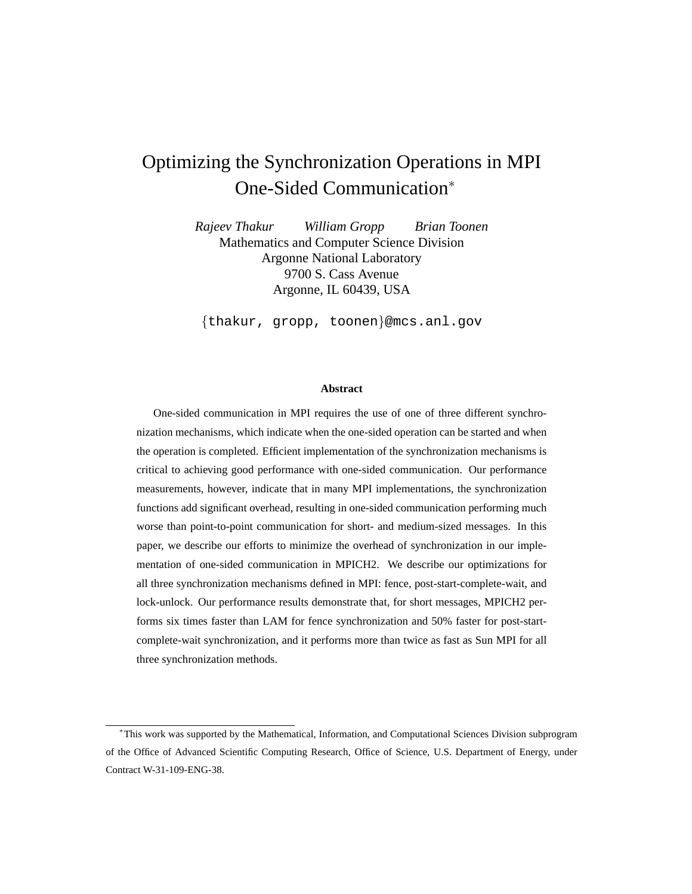# Optimizing the Synchronization Operations in MPI One-Sided Communication[*]

*Rajeev Thakur* *William Gropp* *Brian Toonen*

Mathematics and Computer Science Division
Argonne National Laboratory
9700 S. Cass Avenue
Argonne, IL 60439, USA

{thakur, gropp, toonen}@mcs.anl.gov

### Abstract

One-sided communication in MPI requires the use of one of three different synchronization mechanisms, which indicate when the one-sided operation can be started and when the operation is completed. Efficient implementation of the synchronization mechanisms is critical to achieving good performance with one-sided communication. Our performance measurements, however, indicate that in many MPI implementations, the synchronization functions add significant overhead, resulting in one-sided communication performing much worse than point-to-point communication for short- and medium-sized messages. In this paper, we describe our efforts to minimize the overhead of synchronization in our implementation of one-sided communication in MPICH2. We describe our optimizations for all three synchronization mechanisms defined in MPI: fence, post-start-complete-wait, and lock-unlock. Our performance results demonstrate that, for short messages, MPICH2 performs six times faster than LAM for fence synchronization and 50% faster for post-start-complete-wait synchronization, and it performs more than twice as fast as Sun MPI for all three synchronization methods.

---

[*] This work was supported by the Mathematical, Information, and Computational Sciences Division subprogram of the Office of Advanced Scientific Computing Research, Office of Science, U.S. Department of Energy, under Contract W-31-109-ENG-38.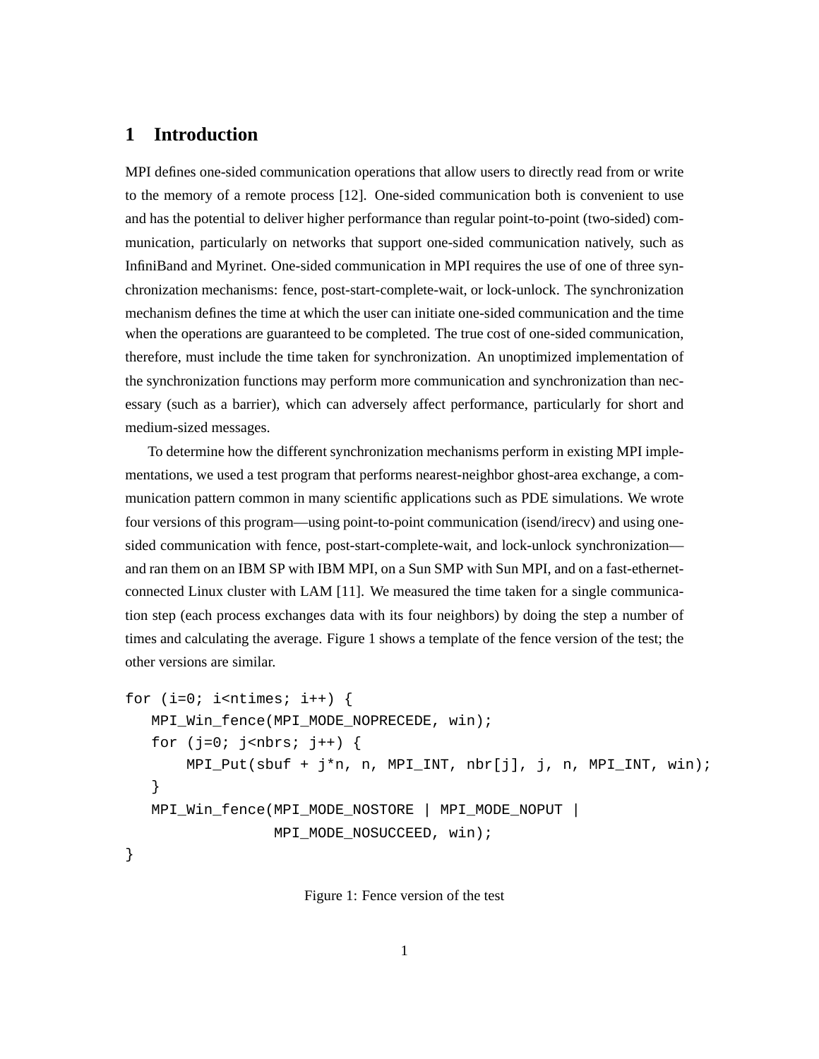# 1 Introduction

MPI defines one-sided communication operations that allow users to directly read from or write to the memory of a remote process [12]. One-sided communication both is convenient to use and has the potential to deliver higher performance than regular point-to-point (two-sided) communication, particularly on networks that support one-sided communication natively, such as InfiniBand and Myrinet. One-sided communication in MPI requires the use of one of three synchronization mechanisms: fence, post-start-complete-wait, or lock-unlock. The synchronization mechanism defines the time at which the user can initiate one-sided communication and the time when the operations are guaranteed to be completed. The true cost of one-sided communication, therefore, must include the time taken for synchronization. An unoptimized implementation of the synchronization functions may perform more communication and synchronization than necessary (such as a barrier), which can adversely affect performance, particularly for short and medium-sized messages.

To determine how the different synchronization mechanisms perform in existing MPI implementations, we used a test program that performs nearest-neighbor ghost-area exchange, a communication pattern common in many scientific applications such as PDE simulations. We wrote four versions of this program—using point-to-point communication (isend/irecv) and using one-sided communication with fence, post-start-complete-wait, and lock-unlock synchronization—and ran them on an IBM SP with IBM MPI, on a Sun SMP with Sun MPI, and on a fast-ethernet-connected Linux cluster with LAM [11]. We measured the time taken for a single communication step (each process exchanges data with its four neighbors) by doing the step a number of times and calculating the average. Figure 1 shows a template of the fence version of the test; the other versions are similar.

```
for (i=0; i<ntimes; i++) {
   MPI_Win_fence(MPI_MODE_NOPRECEDE, win);
   for (j=0; j<nbrs; j++) {
       MPI_Put(sbuf + j*n, n, MPI_INT, nbr[j], j, n, MPI_INT, win);
   }
   MPI_Win_fence(MPI_MODE_NOSTORE | MPI_MODE_NOPUT |
                 MPI_MODE_NOSUCCEED, win);
}
```

Figure 1: Fence version of the test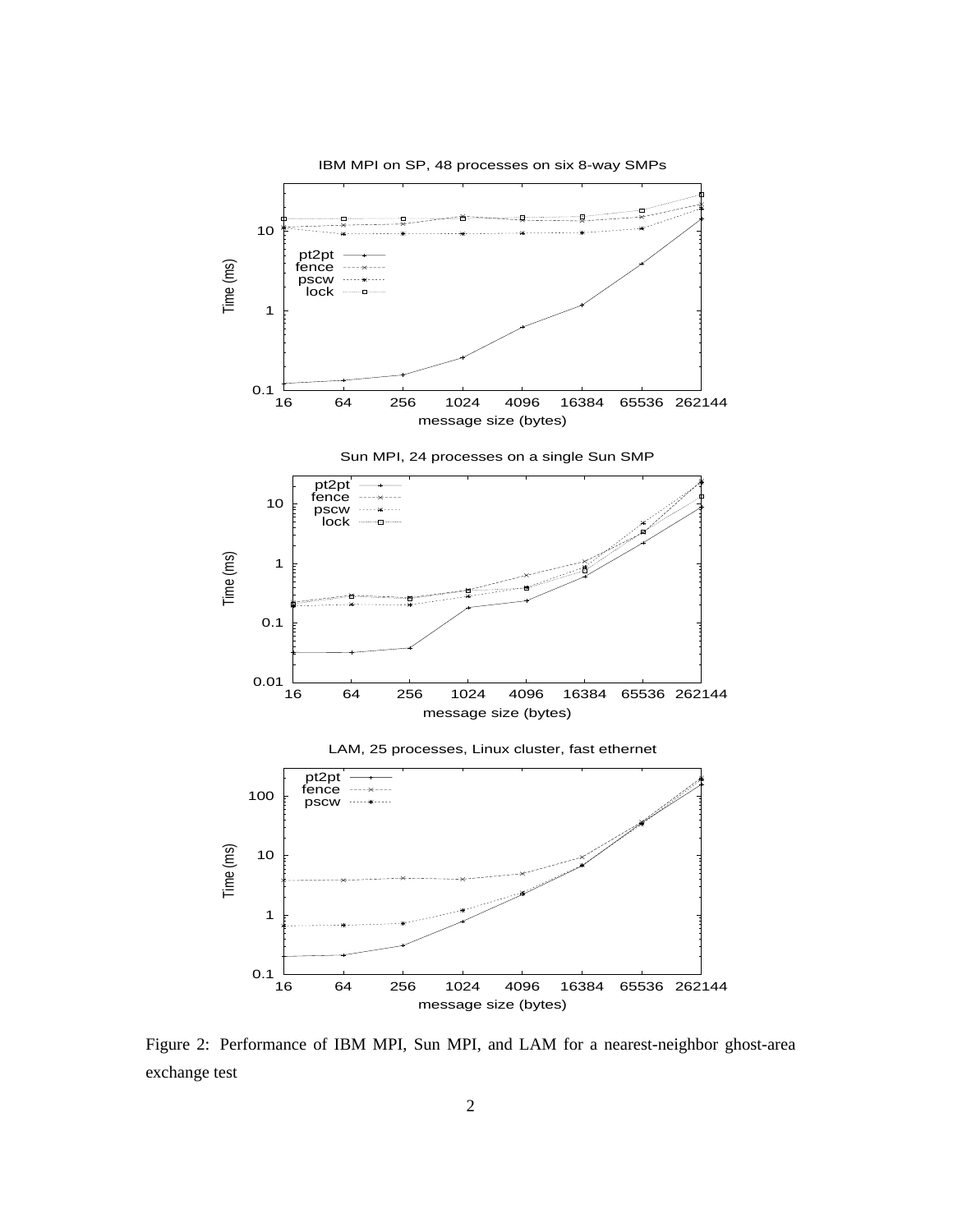Figure 2: Performance of IBM MPI, Sun MPI, and LAM for a nearest-neighbor ghost-area exchange test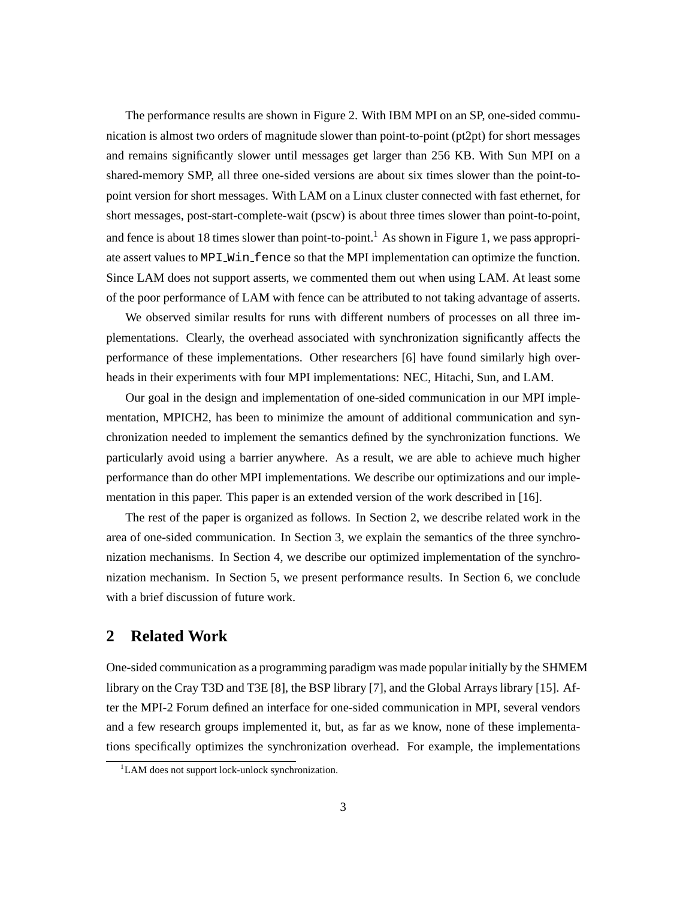The performance results are shown in Figure 2. With IBM MPI on an SP, one-sided communication is almost two orders of magnitude slower than point-to-point (pt2pt) for short messages and remains significantly slower until messages get larger than 256 KB. With Sun MPI on a shared-memory SMP, all three one-sided versions are about six times slower than the point-to-point version for short messages. With LAM on a Linux cluster connected with fast ethernet, for short messages, post-start-complete-wait (pscw) is about three times slower than point-to-point, and fence is about 18 times slower than point-to-point.[1] As shown in Figure 1, we pass appropriate assert values to `MPI_Win_fence` so that the MPI implementation can optimize the function. Since LAM does not support asserts, we commented them out when using LAM. At least some of the poor performance of LAM with fence can be attributed to not taking advantage of asserts.

We observed similar results for runs with different numbers of processes on all three implementations. Clearly, the overhead associated with synchronization significantly affects the performance of these implementations. Other researchers [6] have found similarly high overheads in their experiments with four MPI implementations: NEC, Hitachi, Sun, and LAM.

Our goal in the design and implementation of one-sided communication in our MPI implementation, MPICH2, has been to minimize the amount of additional communication and synchronization needed to implement the semantics defined by the synchronization functions. We particularly avoid using a barrier anywhere. As a result, we are able to achieve much higher performance than do other MPI implementations. We describe our optimizations and our implementation in this paper. This paper is an extended version of the work described in [16].

The rest of the paper is organized as follows. In Section 2, we describe related work in the area of one-sided communication. In Section 3, we explain the semantics of the three synchronization mechanisms. In Section 4, we describe our optimized implementation of the synchronization mechanism. In Section 5, we present performance results. In Section 6, we conclude with a brief discussion of future work.

## 2 Related Work

One-sided communication as a programming paradigm was made popular initially by the SHMEM library on the Cray T3D and T3E [8], the BSP library [7], and the Global Arrays library [15]. After the MPI-2 Forum defined an interface for one-sided communication in MPI, several vendors and a few research groups implemented it, but, as far as we know, none of these implementations specifically optimizes the synchronization overhead. For example, the implementations

[1] LAM does not support lock-unlock synchronization.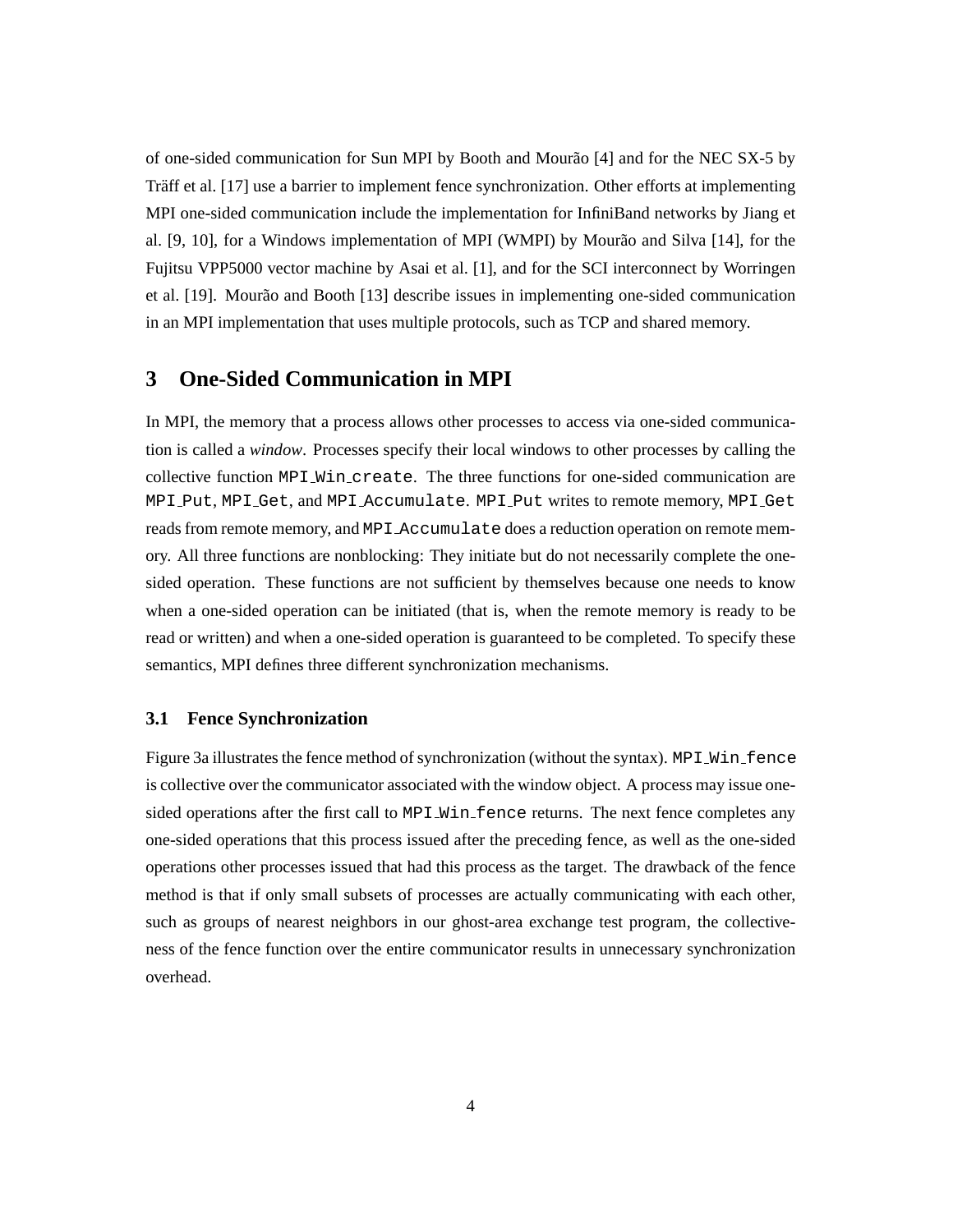of one-sided communication for Sun MPI by Booth and Mourão [4] and for the NEC SX-5 by Träff et al. [17] use a barrier to implement fence synchronization. Other efforts at implementing MPI one-sided communication include the implementation for InfiniBand networks by Jiang et al. [9, 10], for a Windows implementation of MPI (WMPI) by Mourão and Silva [14], for the Fujitsu VPP5000 vector machine by Asai et al. [1], and for the SCI interconnect by Worringen et al. [19]. Mourão and Booth [13] describe issues in implementing one-sided communication in an MPI implementation that uses multiple protocols, such as TCP and shared memory.

## 3 One-Sided Communication in MPI

In MPI, the memory that a process allows other processes to access via one-sided communication is called a *window*. Processes specify their local windows to other processes by calling the collective function `MPI_Win_create`. The three functions for one-sided communication are `MPI_Put`, `MPI_Get`, and `MPI_Accumulate`. `MPI_Put` writes to remote memory, `MPI_Get` reads from remote memory, and `MPI_Accumulate` does a reduction operation on remote memory. All three functions are nonblocking: They initiate but do not necessarily complete the one-sided operation. These functions are not sufficient by themselves because one needs to know when a one-sided operation can be initiated (that is, when the remote memory is ready to be read or written) and when a one-sided operation is guaranteed to be completed. To specify these semantics, MPI defines three different synchronization mechanisms.

### 3.1 Fence Synchronization

Figure 3a illustrates the fence method of synchronization (without the syntax). `MPI_Win_fence` is collective over the communicator associated with the window object. A process may issue one-sided operations after the first call to `MPI_Win_fence` returns. The next fence completes any one-sided operations that this process issued after the preceding fence, as well as the one-sided operations other processes issued that had this process as the target. The drawback of the fence method is that if only small subsets of processes are actually communicating with each other, such as groups of nearest neighbors in our ghost-area exchange test program, the collectiveness of the fence function over the entire communicator results in unnecessary synchronization overhead.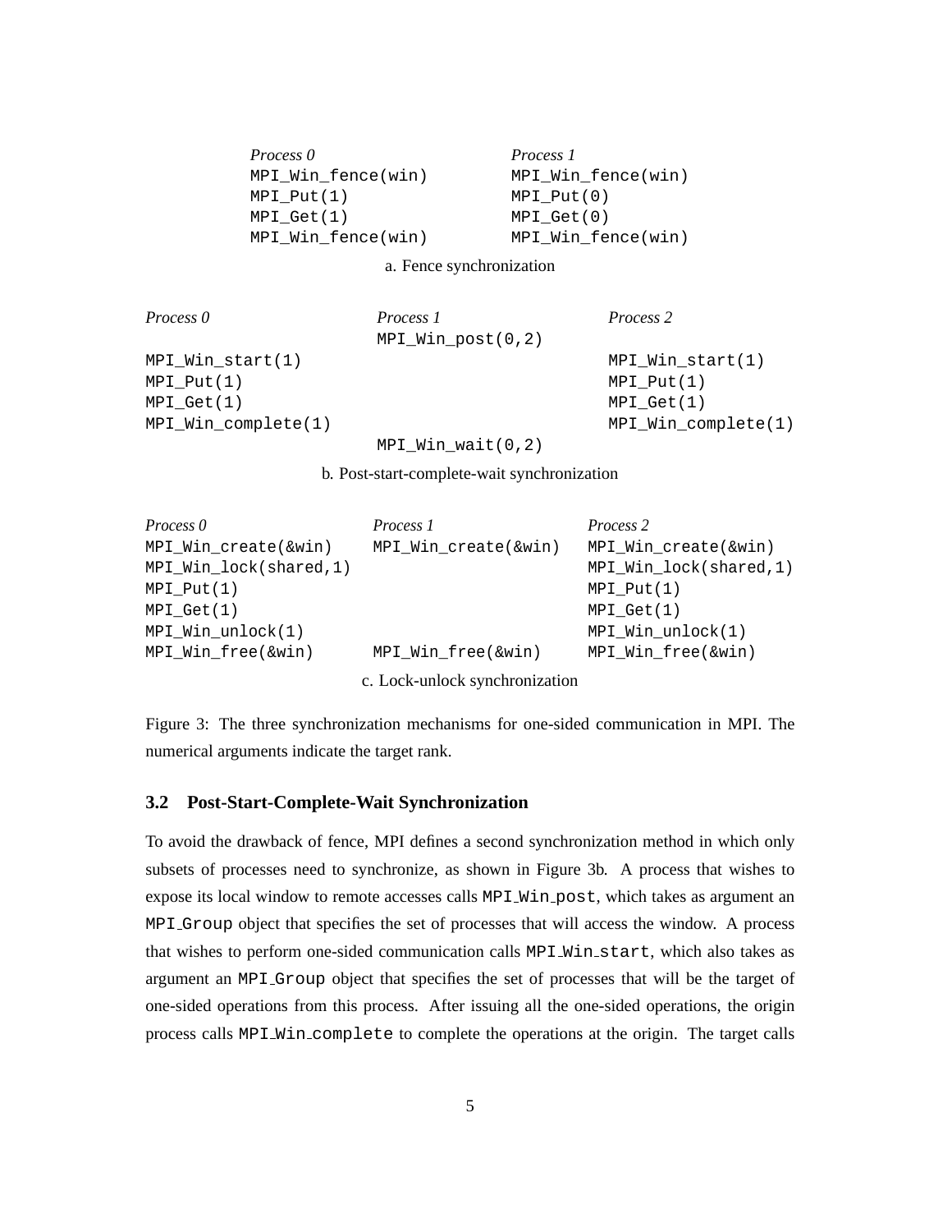```
Process 0                Process 1
MPI_Win_fence(win)       MPI_Win_fence(win)
MPI_Put(1)               MPI_Put(0)
MPI_Get(1)               MPI_Get(0)
MPI_Win_fence(win)       MPI_Win_fence(win)
```

a. Fence synchronization

```
Process 0                Process 1                Process 2
                         MPI_Win_post(0,2)
MPI_Win_start(1)                                  MPI_Win_start(1)
MPI_Put(1)                                        MPI_Put(1)
MPI_Get(1)                                        MPI_Get(1)
MPI_Win_complete(1)                               MPI_Win_complete(1)
                         MPI_Win_wait(0,2)
```

b. Post-start-complete-wait synchronization

```
Process 0                Process 1                Process 2
MPI_Win_create(&win)     MPI_Win_create(&win)     MPI_Win_create(&win)
MPI_Win_lock(shared,1)                            MPI_Win_lock(shared,1)
MPI_Put(1)                                        MPI_Put(1)
MPI_Get(1)                                        MPI_Get(1)
MPI_Win_unlock(1)                                 MPI_Win_unlock(1)
MPI_Win_free(&win)       MPI_Win_free(&win)       MPI_Win_free(&win)
```

c. Lock-unlock synchronization

Figure 3: The three synchronization mechanisms for one-sided communication in MPI. The numerical arguments indicate the target rank.

### 3.2 Post-Start-Complete-Wait Synchronization

To avoid the drawback of fence, MPI defines a second synchronization method in which only subsets of processes need to synchronize, as shown in Figure 3b. A process that wishes to expose its local window to remote accesses calls `MPI_Win_post`, which takes as argument an `MPI_Group` object that specifies the set of processes that will access the window. A process that wishes to perform one-sided communication calls `MPI_Win_start`, which also takes as argument an `MPI_Group` object that specifies the set of processes that will be the target of one-sided operations from this process. After issuing all the one-sided operations, the origin process calls `MPI_Win_complete` to complete the operations at the origin. The target calls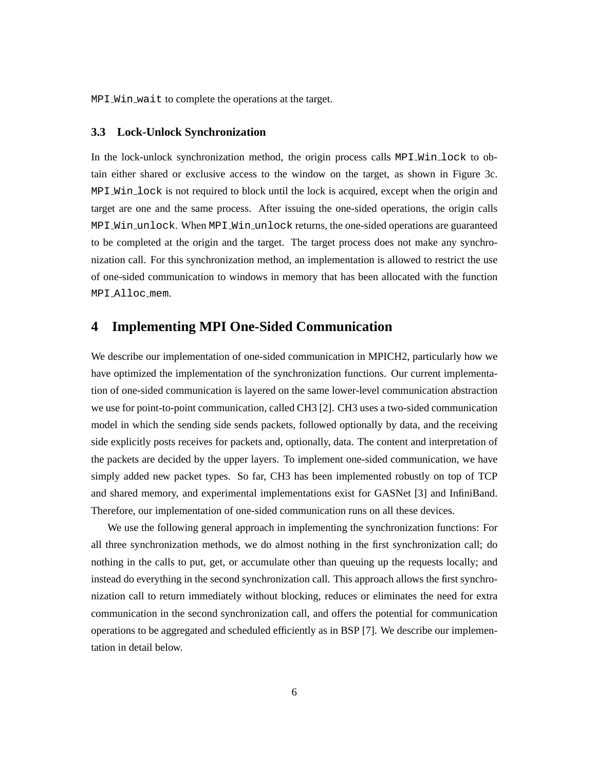MPI_Win_wait to complete the operations at the target.

### 3.3 Lock-Unlock Synchronization

In the lock-unlock synchronization method, the origin process calls MPI_Win_lock to obtain either shared or exclusive access to the window on the target, as shown in Figure 3c. MPI_Win_lock is not required to block until the lock is acquired, except when the origin and target are one and the same process. After issuing the one-sided operations, the origin calls MPI_Win_unlock. When MPI_Win_unlock returns, the one-sided operations are guaranteed to be completed at the origin and the target. The target process does not make any synchronization call. For this synchronization method, an implementation is allowed to restrict the use of one-sided communication to windows in memory that has been allocated with the function MPI_Alloc_mem.

## 4 Implementing MPI One-Sided Communication

We describe our implementation of one-sided communication in MPICH2, particularly how we have optimized the implementation of the synchronization functions. Our current implementation of one-sided communication is layered on the same lower-level communication abstraction we use for point-to-point communication, called CH3 [2]. CH3 uses a two-sided communication model in which the sending side sends packets, followed optionally by data, and the receiving side explicitly posts receives for packets and, optionally, data. The content and interpretation of the packets are decided by the upper layers. To implement one-sided communication, we have simply added new packet types. So far, CH3 has been implemented robustly on top of TCP and shared memory, and experimental implementations exist for GASNet [3] and InfiniBand. Therefore, our implementation of one-sided communication runs on all these devices.

We use the following general approach in implementing the synchronization functions: For all three synchronization methods, we do almost nothing in the first synchronization call; do nothing in the calls to put, get, or accumulate other than queuing up the requests locally; and instead do everything in the second synchronization call. This approach allows the first synchronization call to return immediately without blocking, reduces or eliminates the need for extra communication in the second synchronization call, and offers the potential for communication operations to be aggregated and scheduled efficiently as in BSP [7]. We describe our implementation in detail below.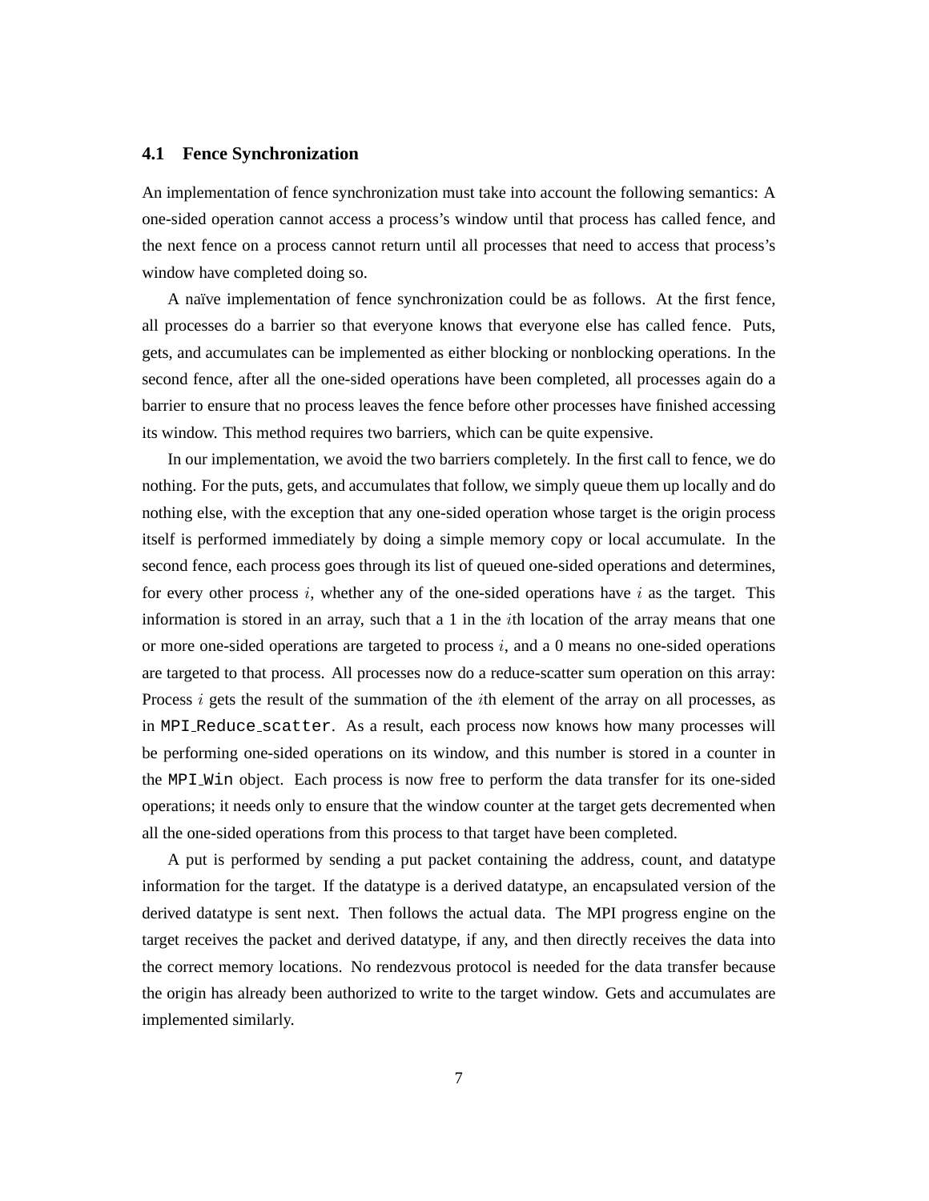### 4.1 Fence Synchronization

An implementation of fence synchronization must take into account the following semantics: A one-sided operation cannot access a process's window until that process has called fence, and the next fence on a process cannot return until all processes that need to access that process's window have completed doing so.

A naïve implementation of fence synchronization could be as follows. At the first fence, all processes do a barrier so that everyone knows that everyone else has called fence. Puts, gets, and accumulates can be implemented as either blocking or nonblocking operations. In the second fence, after all the one-sided operations have been completed, all processes again do a barrier to ensure that no process leaves the fence before other processes have finished accessing its window. This method requires two barriers, which can be quite expensive.

In our implementation, we avoid the two barriers completely. In the first call to fence, we do nothing. For the puts, gets, and accumulates that follow, we simply queue them up locally and do nothing else, with the exception that any one-sided operation whose target is the origin process itself is performed immediately by doing a simple memory copy or local accumulate. In the second fence, each process goes through its list of queued one-sided operations and determines, for every other process $i$, whether any of the one-sided operations have $i$ as the target. This information is stored in an array, such that a 1 in the $i$th location of the array means that one or more one-sided operations are targeted to process $i$, and a 0 means no one-sided operations are targeted to that process. All processes now do a reduce-scatter sum operation on this array: Process $i$ gets the result of the summation of the $i$th element of the array on all processes, as in `MPI_Reduce_scatter`. As a result, each process now knows how many processes will be performing one-sided operations on its window, and this number is stored in a counter in the `MPI_Win` object. Each process is now free to perform the data transfer for its one-sided operations; it needs only to ensure that the window counter at the target gets decremented when all the one-sided operations from this process to that target have been completed.

A put is performed by sending a put packet containing the address, count, and datatype information for the target. If the datatype is a derived datatype, an encapsulated version of the derived datatype is sent next. Then follows the actual data. The MPI progress engine on the target receives the packet and derived datatype, if any, and then directly receives the data into the correct memory locations. No rendezvous protocol is needed for the data transfer because the origin has already been authorized to write to the target window. Gets and accumulates are implemented similarly.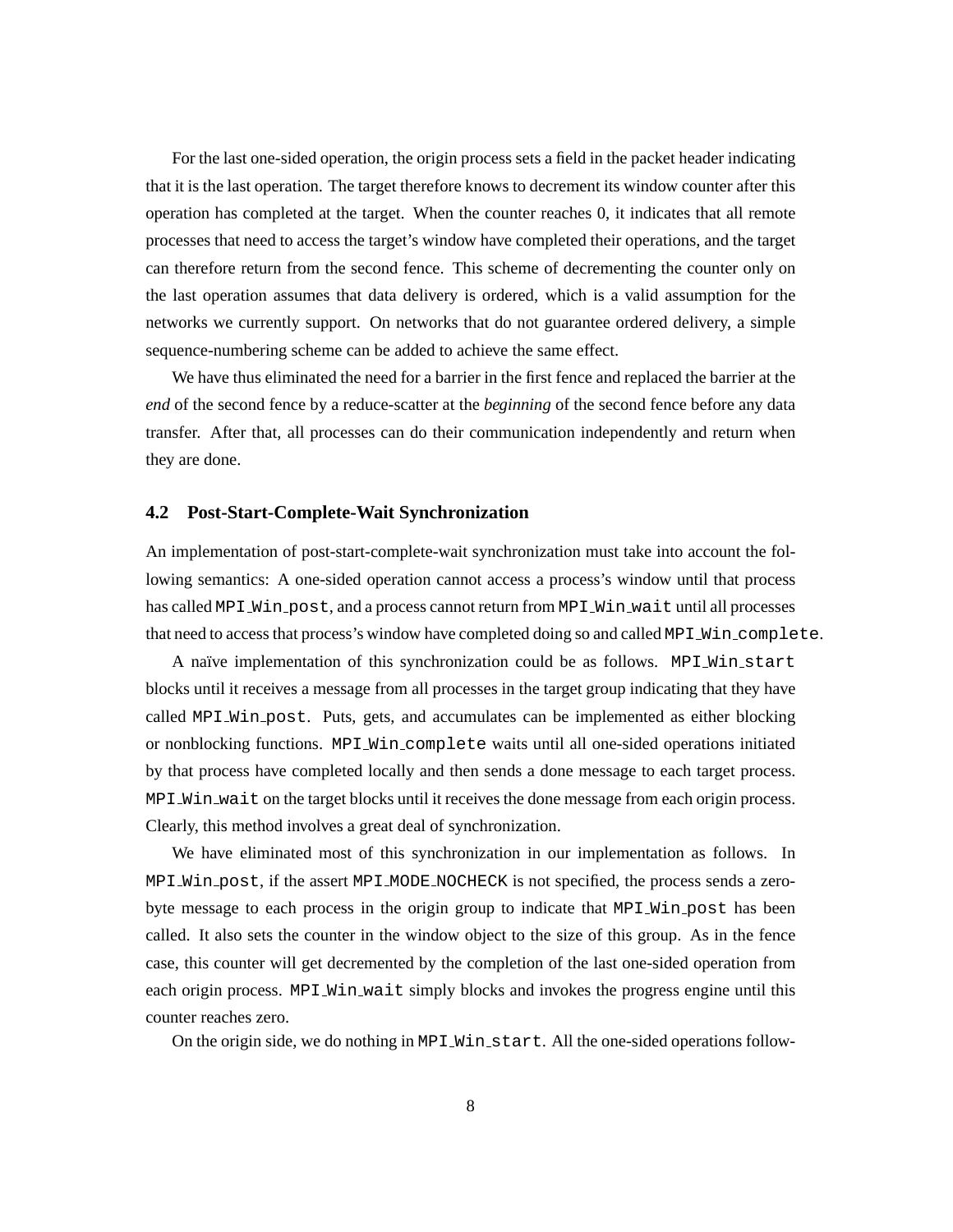For the last one-sided operation, the origin process sets a field in the packet header indicating that it is the last operation. The target therefore knows to decrement its window counter after this operation has completed at the target. When the counter reaches 0, it indicates that all remote processes that need to access the target's window have completed their operations, and the target can therefore return from the second fence. This scheme of decrementing the counter only on the last operation assumes that data delivery is ordered, which is a valid assumption for the networks we currently support. On networks that do not guarantee ordered delivery, a simple sequence-numbering scheme can be added to achieve the same effect.

We have thus eliminated the need for a barrier in the first fence and replaced the barrier at the *end* of the second fence by a reduce-scatter at the *beginning* of the second fence before any data transfer. After that, all processes can do their communication independently and return when they are done.

### 4.2 Post-Start-Complete-Wait Synchronization

An implementation of post-start-complete-wait synchronization must take into account the following semantics: A one-sided operation cannot access a process's window until that process has called `MPI_Win_post`, and a process cannot return from `MPI_Win_wait` until all processes that need to access that process's window have completed doing so and called `MPI_Win_complete`.

A naïve implementation of this synchronization could be as follows. `MPI_Win_start` blocks until it receives a message from all processes in the target group indicating that they have called `MPI_Win_post`. Puts, gets, and accumulates can be implemented as either blocking or nonblocking functions. `MPI_Win_complete` waits until all one-sided operations initiated by that process have completed locally and then sends a done message to each target process. `MPI_Win_wait` on the target blocks until it receives the done message from each origin process. Clearly, this method involves a great deal of synchronization.

We have eliminated most of this synchronization in our implementation as follows. In `MPI_Win_post`, if the assert `MPI_MODE_NOCHECK` is not specified, the process sends a zero-byte message to each process in the origin group to indicate that `MPI_Win_post` has been called. It also sets the counter in the window object to the size of this group. As in the fence case, this counter will get decremented by the completion of the last one-sided operation from each origin process. `MPI_Win_wait` simply blocks and invokes the progress engine until this counter reaches zero.

On the origin side, we do nothing in `MPI_Win_start`. All the one-sided operations follow-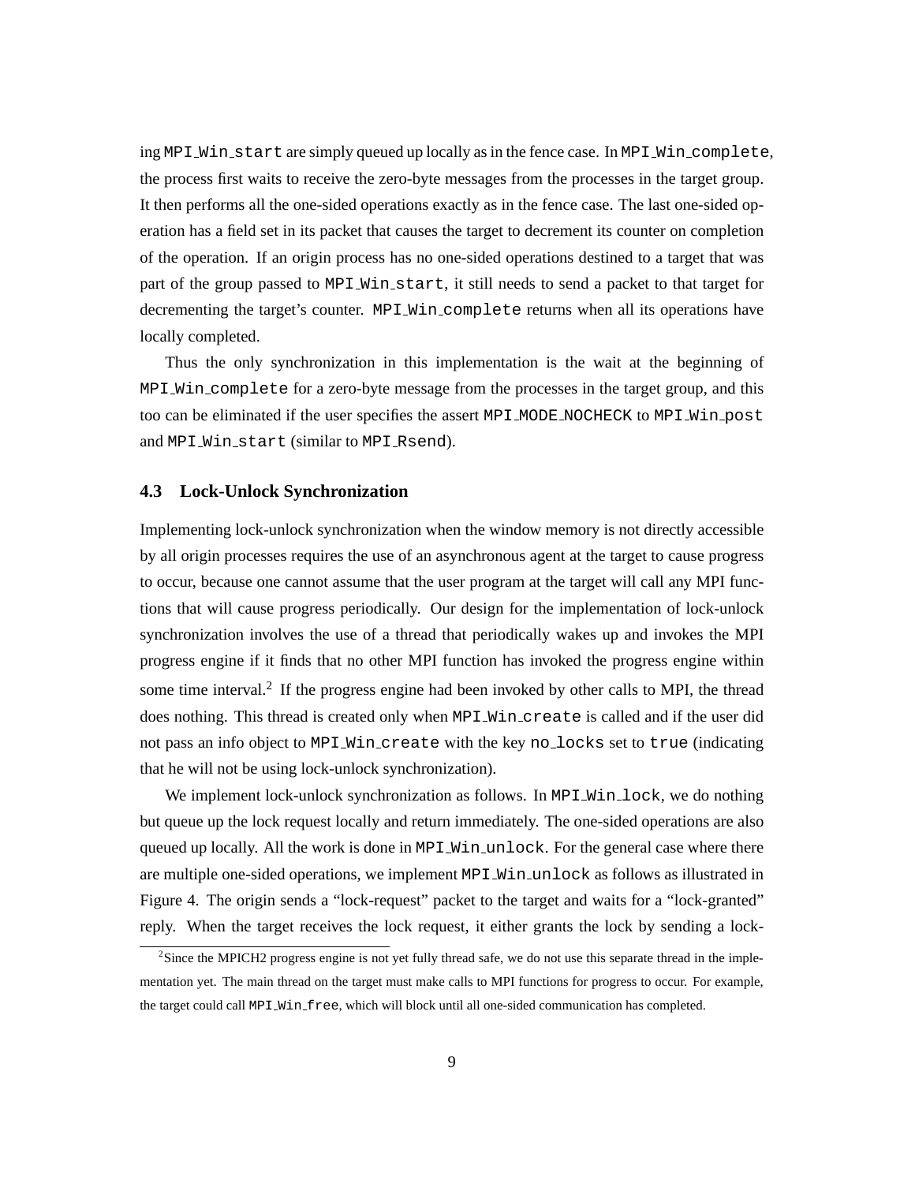ing `MPI_Win_start` are simply queued up locally as in the fence case. In `MPI_Win_complete`, the process first waits to receive the zero-byte messages from the processes in the target group. It then performs all the one-sided operations exactly as in the fence case. The last one-sided operation has a field set in its packet that causes the target to decrement its counter on completion of the operation. If an origin process has no one-sided operations destined to a target that was part of the group passed to `MPI_Win_start`, it still needs to send a packet to that target for decrementing the target's counter. `MPI_Win_complete` returns when all its operations have locally completed.

Thus the only synchronization in this implementation is the wait at the beginning of `MPI_Win_complete` for a zero-byte message from the processes in the target group, and this too can be eliminated if the user specifies the assert `MPI_MODE_NOCHECK` to `MPI_Win_post` and `MPI_Win_start` (similar to `MPI_Rsend`).

### 4.3 Lock-Unlock Synchronization

Implementing lock-unlock synchronization when the window memory is not directly accessible by all origin processes requires the use of an asynchronous agent at the target to cause progress to occur, because one cannot assume that the user program at the target will call any MPI functions that will cause progress periodically. Our design for the implementation of lock-unlock synchronization involves the use of a thread that periodically wakes up and invokes the MPI progress engine if it finds that no other MPI function has invoked the progress engine within some time interval.[2] If the progress engine had been invoked by other calls to MPI, the thread does nothing. This thread is created only when `MPI_Win_create` is called and if the user did not pass an info object to `MPI_Win_create` with the key `no_locks` set to `true` (indicating that he will not be using lock-unlock synchronization).

We implement lock-unlock synchronization as follows. In `MPI_Win_lock`, we do nothing but queue up the lock request locally and return immediately. The one-sided operations are also queued up locally. All the work is done in `MPI_Win_unlock`. For the general case where there are multiple one-sided operations, we implement `MPI_Win_unlock` as follows as illustrated in Figure 4. The origin sends a "lock-request" packet to the target and waits for a "lock-granted" reply. When the target receives the lock request, it either grants the lock by sending a lock-

[2] Since the MPICH2 progress engine is not yet fully thread safe, we do not use this separate thread in the implementation yet. The main thread on the target must make calls to MPI functions for progress to occur. For example, the target could call `MPI_Win_free`, which will block until all one-sided communication has completed.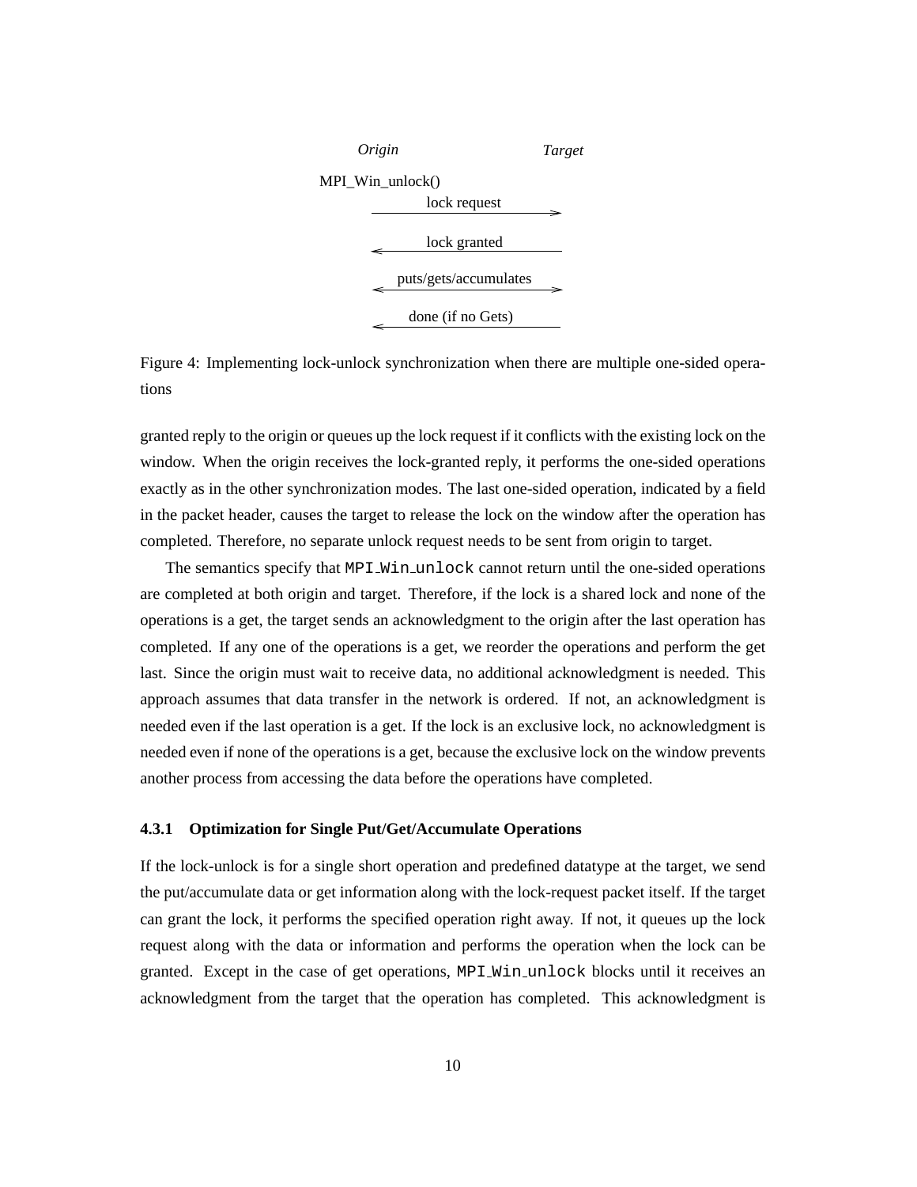Origin Target

MPI_Win_unlock()

lock request →

← lock granted

↔ puts/gets/accumulates

← done (if no Gets)

Figure 4: Implementing lock-unlock synchronization when there are multiple one-sided operations

granted reply to the origin or queues up the lock request if it conflicts with the existing lock on the window. When the origin receives the lock-granted reply, it performs the one-sided operations exactly as in the other synchronization modes. The last one-sided operation, indicated by a field in the packet header, causes the target to release the lock on the window after the operation has completed. Therefore, no separate unlock request needs to be sent from origin to target.

The semantics specify that `MPI_Win_unlock` cannot return until the one-sided operations are completed at both origin and target. Therefore, if the lock is a shared lock and none of the operations is a get, the target sends an acknowledgment to the origin after the last operation has completed. If any one of the operations is a get, we reorder the operations and perform the get last. Since the origin must wait to receive data, no additional acknowledgment is needed. This approach assumes that data transfer in the network is ordered. If not, an acknowledgment is needed even if the last operation is a get. If the lock is an exclusive lock, no acknowledgment is needed even if none of the operations is a get, because the exclusive lock on the window prevents another process from accessing the data before the operations have completed.

### 4.3.1 Optimization for Single Put/Get/Accumulate Operations

If the lock-unlock is for a single short operation and predefined datatype at the target, we send the put/accumulate data or get information along with the lock-request packet itself. If the target can grant the lock, it performs the specified operation right away. If not, it queues up the lock request along with the data or information and performs the operation when the lock can be granted. Except in the case of get operations, `MPI_Win_unlock` blocks until it receives an acknowledgment from the target that the operation has completed. This acknowledgment is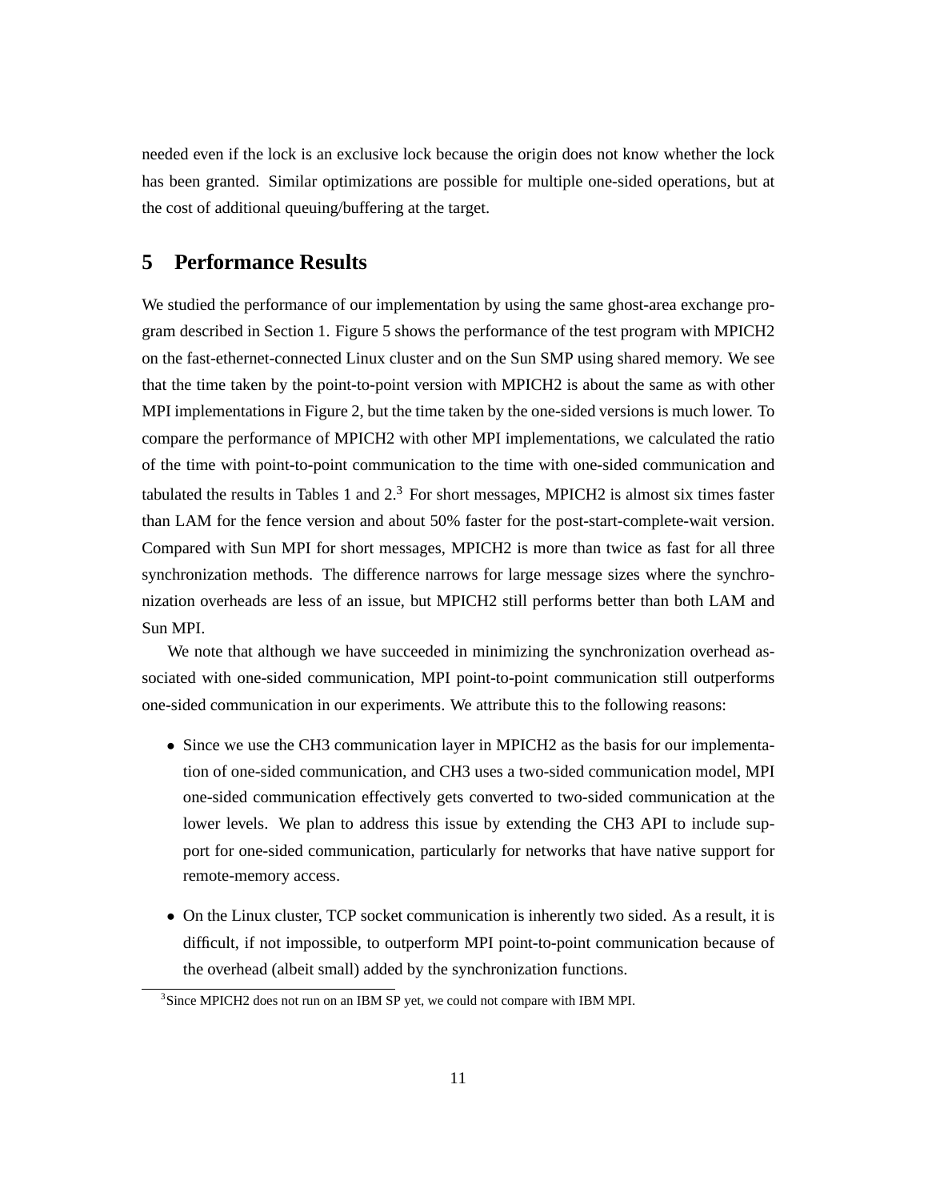needed even if the lock is an exclusive lock because the origin does not know whether the lock has been granted. Similar optimizations are possible for multiple one-sided operations, but at the cost of additional queuing/buffering at the target.

## 5 Performance Results

We studied the performance of our implementation by using the same ghost-area exchange program described in Section 1. Figure 5 shows the performance of the test program with MPICH2 on the fast-ethernet-connected Linux cluster and on the Sun SMP using shared memory. We see that the time taken by the point-to-point version with MPICH2 is about the same as with other MPI implementations in Figure 2, but the time taken by the one-sided versions is much lower. To compare the performance of MPICH2 with other MPI implementations, we calculated the ratio of the time with point-to-point communication to the time with one-sided communication and tabulated the results in Tables 1 and 2.[3] For short messages, MPICH2 is almost six times faster than LAM for the fence version and about 50% faster for the post-start-complete-wait version. Compared with Sun MPI for short messages, MPICH2 is more than twice as fast for all three synchronization methods. The difference narrows for large message sizes where the synchronization overheads are less of an issue, but MPICH2 still performs better than both LAM and Sun MPI.

We note that although we have succeeded in minimizing the synchronization overhead associated with one-sided communication, MPI point-to-point communication still outperforms one-sided communication in our experiments. We attribute this to the following reasons:

- Since we use the CH3 communication layer in MPICH2 as the basis for our implementation of one-sided communication, and CH3 uses a two-sided communication model, MPI one-sided communication effectively gets converted to two-sided communication at the lower levels. We plan to address this issue by extending the CH3 API to include support for one-sided communication, particularly for networks that have native support for remote-memory access.

- On the Linux cluster, TCP socket communication is inherently two sided. As a result, it is difficult, if not impossible, to outperform MPI point-to-point communication because of the overhead (albeit small) added by the synchronization functions.

[3] Since MPICH2 does not run on an IBM SP yet, we could not compare with IBM MPI.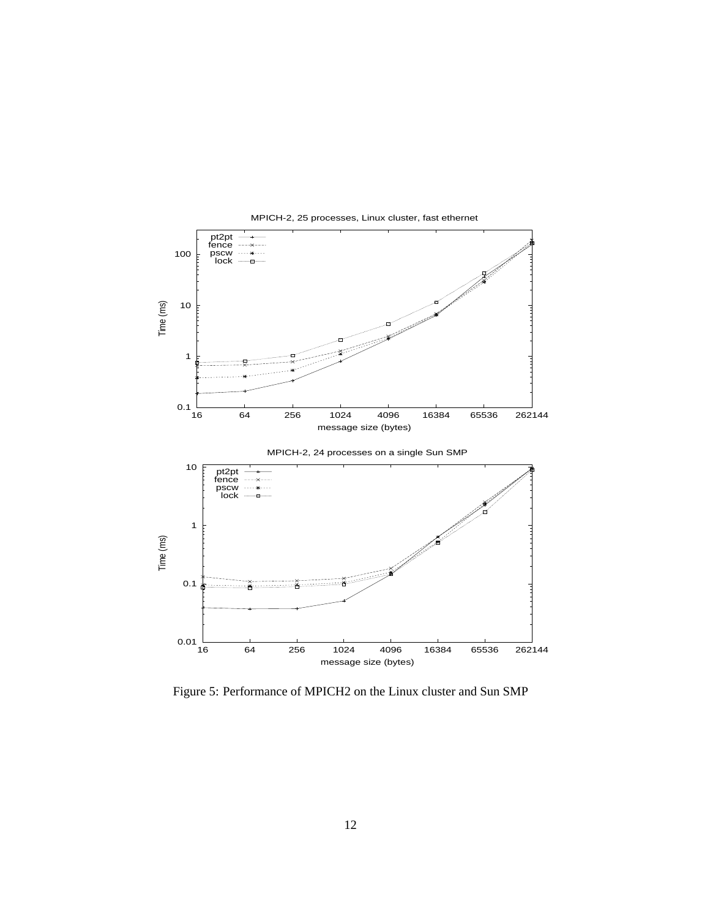Figure 5: Performance of MPICH2 on the Linux cluster and Sun SMP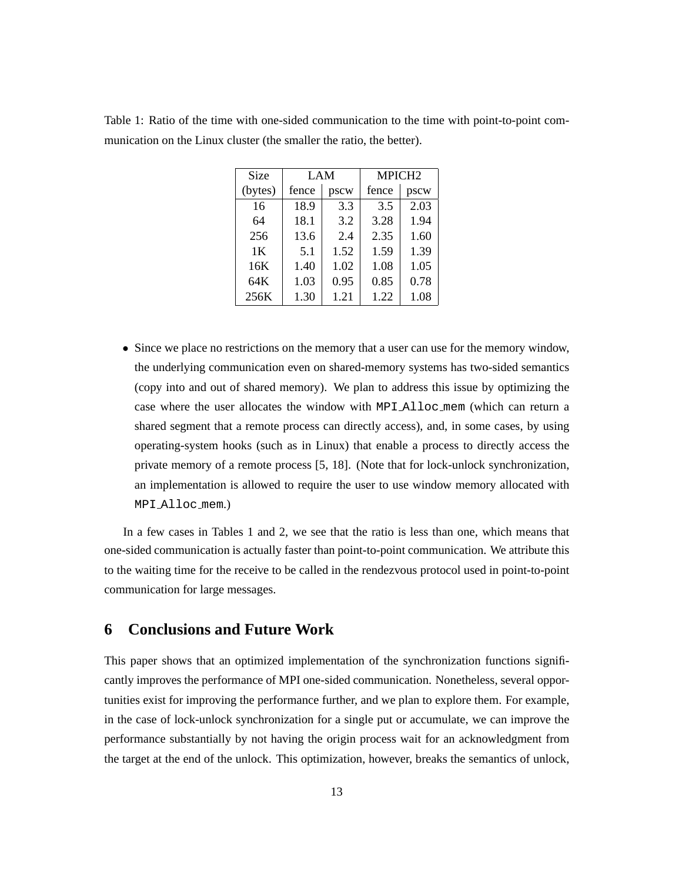Table 1: Ratio of the time with one-sided communication to the time with point-to-point communication on the Linux cluster (the smaller the ratio, the better).

| Size | LAM | | MPICH2 | |
|---|---|---|---|---|
| (bytes) | fence | pscw | fence | pscw |
| 16 | 18.9 | 3.3 | 3.5 | 2.03 |
| 64 | 18.1 | 3.2 | 3.28 | 1.94 |
| 256 | 13.6 | 2.4 | 2.35 | 1.60 |
| 1K | 5.1 | 1.52 | 1.59 | 1.39 |
| 16K | 1.40 | 1.02 | 1.08 | 1.05 |
| 64K | 1.03 | 0.95 | 0.85 | 0.78 |
| 256K | 1.30 | 1.21 | 1.22 | 1.08 |

- Since we place no restrictions on the memory that a user can use for the memory window, the underlying communication even on shared-memory systems has two-sided semantics (copy into and out of shared memory). We plan to address this issue by optimizing the case where the user allocates the window with `MPI_Alloc_mem` (which can return a shared segment that a remote process can directly access), and, in some cases, by using operating-system hooks (such as in Linux) that enable a process to directly access the private memory of a remote process [5, 18]. (Note that for lock-unlock synchronization, an implementation is allowed to require the user to use window memory allocated with `MPI_Alloc_mem`.)

In a few cases in Tables 1 and 2, we see that the ratio is less than one, which means that one-sided communication is actually faster than point-to-point communication. We attribute this to the waiting time for the receive to be called in the rendezvous protocol used in point-to-point communication for large messages.

## 6 Conclusions and Future Work

This paper shows that an optimized implementation of the synchronization functions significantly improves the performance of MPI one-sided communication. Nonetheless, several opportunities exist for improving the performance further, and we plan to explore them. For example, in the case of lock-unlock synchronization for a single put or accumulate, we can improve the performance substantially by not having the origin process wait for an acknowledgment from the target at the end of the unlock. This optimization, however, breaks the semantics of unlock,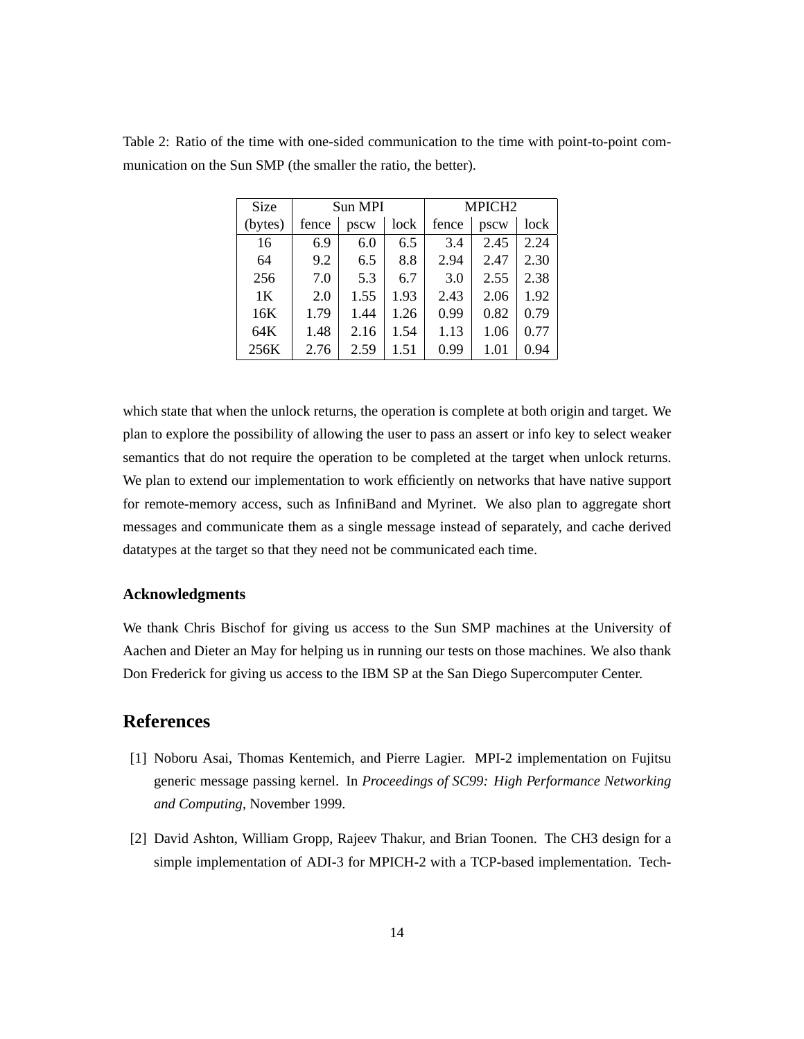Table 2: Ratio of the time with one-sided communication to the time with point-to-point communication on the Sun SMP (the smaller the ratio, the better).

| Size | Sun MPI | | | MPICH2 | | |
|---|---|---|---|---|---|---|
| (bytes) | fence | pscw | lock | fence | pscw | lock |
| 16 | 6.9 | 6.0 | 6.5 | 3.4 | 2.45 | 2.24 |
| 64 | 9.2 | 6.5 | 8.8 | 2.94 | 2.47 | 2.30 |
| 256 | 7.0 | 5.3 | 6.7 | 3.0 | 2.55 | 2.38 |
| 1K | 2.0 | 1.55 | 1.93 | 2.43 | 2.06 | 1.92 |
| 16K | 1.79 | 1.44 | 1.26 | 0.99 | 0.82 | 0.79 |
| 64K | 1.48 | 2.16 | 1.54 | 1.13 | 1.06 | 0.77 |
| 256K | 2.76 | 2.59 | 1.51 | 0.99 | 1.01 | 0.94 |

which state that when the unlock returns, the operation is complete at both origin and target. We plan to explore the possibility of allowing the user to pass an assert or info key to select weaker semantics that do not require the operation to be completed at the target when unlock returns. We plan to extend our implementation to work efficiently on networks that have native support for remote-memory access, such as InfiniBand and Myrinet. We also plan to aggregate short messages and communicate them as a single message instead of separately, and cache derived datatypes at the target so that they need not be communicated each time.

### Acknowledgments

We thank Chris Bischof for giving us access to the Sun SMP machines at the University of Aachen and Dieter an May for helping us in running our tests on those machines. We also thank Don Frederick for giving us access to the IBM SP at the San Diego Supercomputer Center.

## References

[1] Noboru Asai, Thomas Kentemich, and Pierre Lagier. MPI-2 implementation on Fujitsu generic message passing kernel. In *Proceedings of SC99: High Performance Networking and Computing*, November 1999.

[2] David Ashton, William Gropp, Rajeev Thakur, and Brian Toonen. The CH3 design for a simple implementation of ADI-3 for MPICH-2 with a TCP-based implementation. Tech-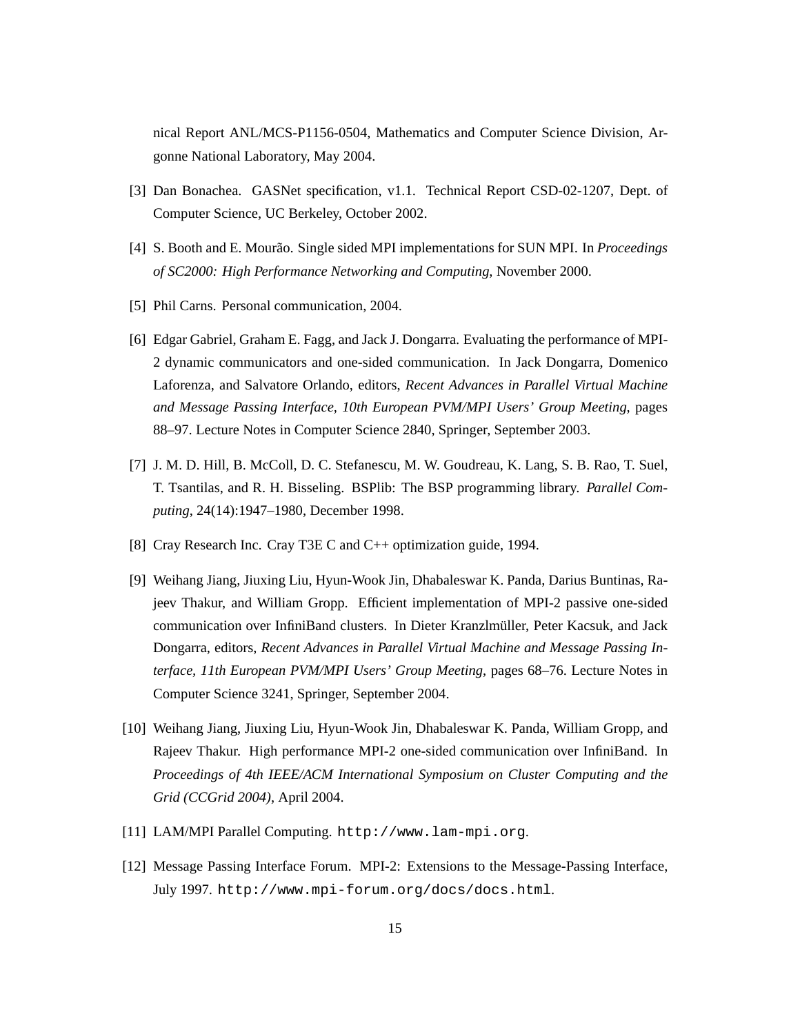nical Report ANL/MCS-P1156-0504, Mathematics and Computer Science Division, Argonne National Laboratory, May 2004.

[3] Dan Bonachea. GASNet specification, v1.1. Technical Report CSD-02-1207, Dept. of Computer Science, UC Berkeley, October 2002.

[4] S. Booth and E. Mourão. Single sided MPI implementations for SUN MPI. In *Proceedings of SC2000: High Performance Networking and Computing*, November 2000.

[5] Phil Carns. Personal communication, 2004.

[6] Edgar Gabriel, Graham E. Fagg, and Jack J. Dongarra. Evaluating the performance of MPI-2 dynamic communicators and one-sided communication. In Jack Dongarra, Domenico Laforenza, and Salvatore Orlando, editors, *Recent Advances in Parallel Virtual Machine and Message Passing Interface, 10th European PVM/MPI Users' Group Meeting*, pages 88–97. Lecture Notes in Computer Science 2840, Springer, September 2003.

[7] J. M. D. Hill, B. McColl, D. C. Stefanescu, M. W. Goudreau, K. Lang, S. B. Rao, T. Suel, T. Tsantilas, and R. H. Bisseling. BSPlib: The BSP programming library. *Parallel Computing*, 24(14):1947–1980, December 1998.

[8] Cray Research Inc. Cray T3E C and C++ optimization guide, 1994.

[9] Weihang Jiang, Jiuxing Liu, Hyun-Wook Jin, Dhabaleswar K. Panda, Darius Buntinas, Rajeev Thakur, and William Gropp. Efficient implementation of MPI-2 passive one-sided communication over InfiniBand clusters. In Dieter Kranzlmüller, Peter Kacsuk, and Jack Dongarra, editors, *Recent Advances in Parallel Virtual Machine and Message Passing Interface, 11th European PVM/MPI Users' Group Meeting*, pages 68–76. Lecture Notes in Computer Science 3241, Springer, September 2004.

[10] Weihang Jiang, Jiuxing Liu, Hyun-Wook Jin, Dhabaleswar K. Panda, William Gropp, and Rajeev Thakur. High performance MPI-2 one-sided communication over InfiniBand. In *Proceedings of 4th IEEE/ACM International Symposium on Cluster Computing and the Grid (CCGrid 2004)*, April 2004.

[11] LAM/MPI Parallel Computing. `http://www.lam-mpi.org`.

[12] Message Passing Interface Forum. MPI-2: Extensions to the Message-Passing Interface, July 1997. `http://www.mpi-forum.org/docs/docs.html`.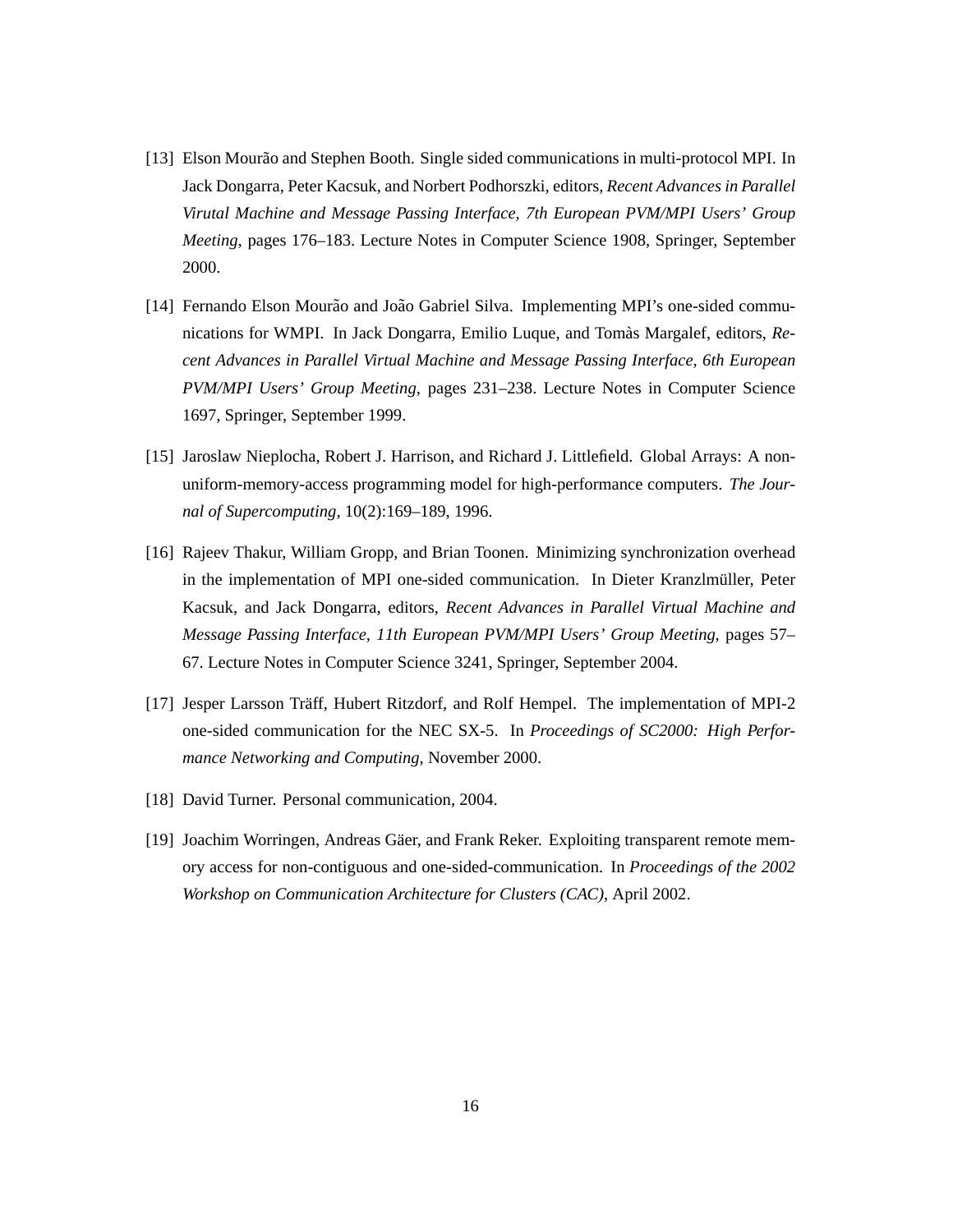[13] Elson Mourão and Stephen Booth. Single sided communications in multi-protocol MPI. In Jack Dongarra, Peter Kacsuk, and Norbert Podhorszki, editors, *Recent Advances in Parallel Virutal Machine and Message Passing Interface, 7th European PVM/MPI Users' Group Meeting*, pages 176–183. Lecture Notes in Computer Science 1908, Springer, September 2000.

[14] Fernando Elson Mourão and João Gabriel Silva. Implementing MPI's one-sided communications for WMPI. In Jack Dongarra, Emilio Luque, and Tomàs Margalef, editors, *Recent Advances in Parallel Virtual Machine and Message Passing Interface, 6th European PVM/MPI Users' Group Meeting*, pages 231–238. Lecture Notes in Computer Science 1697, Springer, September 1999.

[15] Jaroslaw Nieplocha, Robert J. Harrison, and Richard J. Littlefield. Global Arrays: A non-uniform-memory-access programming model for high-performance computers. *The Journal of Supercomputing*, 10(2):169–189, 1996.

[16] Rajeev Thakur, William Gropp, and Brian Toonen. Minimizing synchronization overhead in the implementation of MPI one-sided communication. In Dieter Kranzlmüller, Peter Kacsuk, and Jack Dongarra, editors, *Recent Advances in Parallel Virtual Machine and Message Passing Interface, 11th European PVM/MPI Users' Group Meeting*, pages 57–67. Lecture Notes in Computer Science 3241, Springer, September 2004.

[17] Jesper Larsson Träff, Hubert Ritzdorf, and Rolf Hempel. The implementation of MPI-2 one-sided communication for the NEC SX-5. In *Proceedings of SC2000: High Performance Networking and Computing*, November 2000.

[18] David Turner. Personal communication, 2004.

[19] Joachim Worringen, Andreas Gäer, and Frank Reker. Exploiting transparent remote memory access for non-contiguous and one-sided-communication. In *Proceedings of the 2002 Workshop on Communication Architecture for Clusters (CAC)*, April 2002.